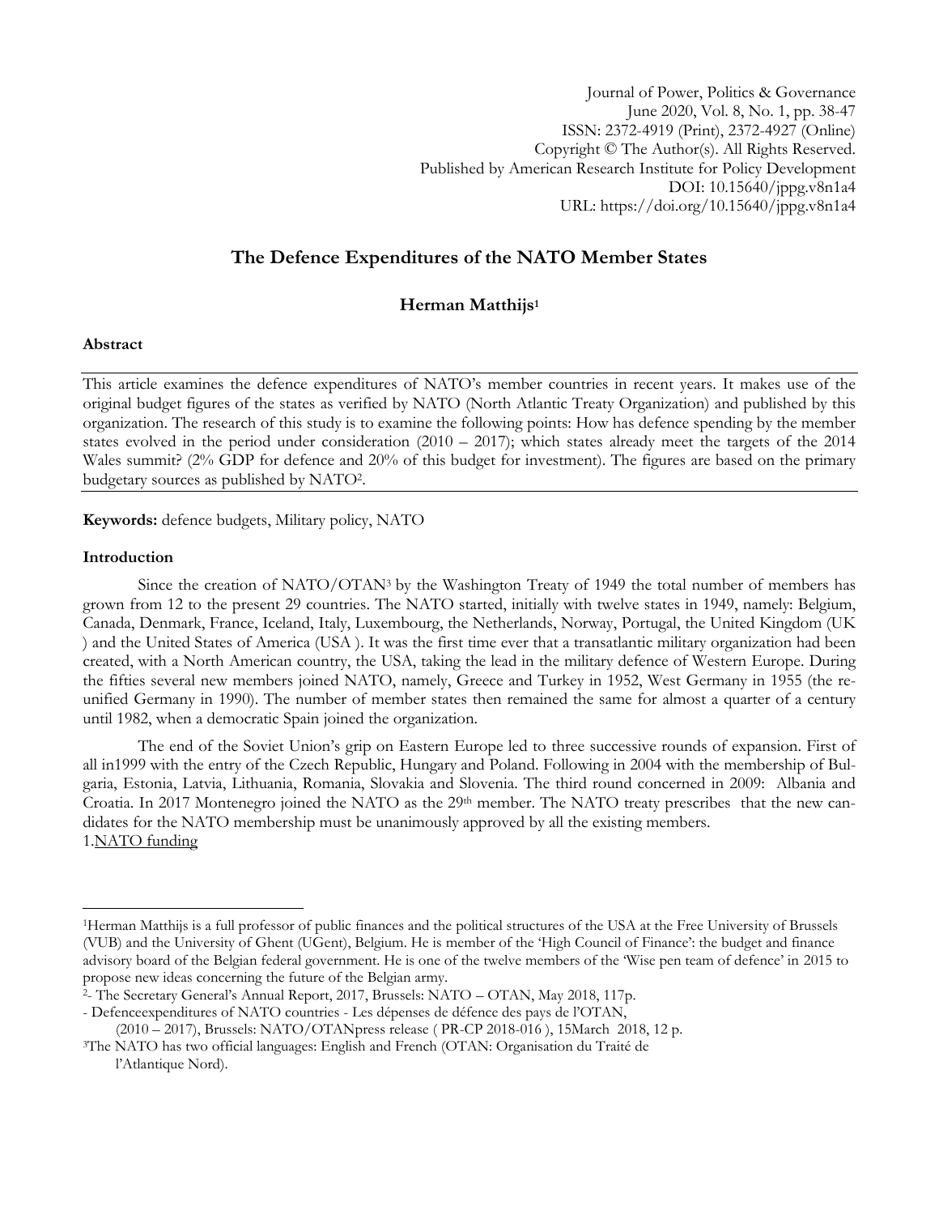Journal of Power, Politics & Governance
June 2020, Vol. 8, No. 1, pp. 38-47
ISSN: 2372-4919 (Print), 2372-4927 (Online)
Copyright © The Author(s). All Rights Reserved.
Published by American Research Institute for Policy Development
DOI: 10.15640/jppg.v8n1a4
URL: https://doi.org/10.15640/jppg.v8n1a4

# The Defence Expenditures of the NATO Member States

**Herman Matthijs**[1]

### Abstract

This article examines the defence expenditures of NATO's member countries in recent years. It makes use of the original budget figures of the states as verified by NATO (North Atlantic Treaty Organization) and published by this organization. The research of this study is to examine the following points: How has defence spending by the member states evolved in the period under consideration (2010 – 2017); which states already meet the targets of the 2014 Wales summit? (2% GDP for defence and 20% of this budget for investment). The figures are based on the primary budgetary sources as published by NATO[2].

**Keywords:** defence budgets, Military policy, NATO

### Introduction

Since the creation of NATO/OTAN[3] by the Washington Treaty of 1949 the total number of members has grown from 12 to the present 29 countries. The NATO started, initially with twelve states in 1949, namely: Belgium, Canada, Denmark, France, Iceland, Italy, Luxembourg, the Netherlands, Norway, Portugal, the United Kingdom (UK ) and the United States of America (USA ). It was the first time ever that a transatlantic military organization had been created, with a North American country, the USA, taking the lead in the military defence of Western Europe. During the fifties several new members joined NATO, namely, Greece and Turkey in 1952, West Germany in 1955 (the re-unified Germany in 1990). The number of member states then remained the same for almost a quarter of a century until 1982, when a democratic Spain joined the organization.

The end of the Soviet Union's grip on Eastern Europe led to three successive rounds of expansion. First of all in1999 with the entry of the Czech Republic, Hungary and Poland. Following in 2004 with the membership of Bulgaria, Estonia, Latvia, Lithuania, Romania, Slovakia and Slovenia. The third round concerned in 2009: Albania and Croatia. In 2017 Montenegro joined the NATO as the 29th member. The NATO treaty prescribes that the new candidates for the NATO membership must be unanimously approved by all the existing members.

1.NATO funding

---

[1]Herman Matthijs is a full professor of public finances and the political structures of the USA at the Free University of Brussels (VUB) and the University of Ghent (UGent), Belgium. He is member of the 'High Council of Finance': the budget and finance advisory board of the Belgian federal government. He is one of the twelve members of the 'Wise pen team of defence' in 2015 to propose new ideas concerning the future of the Belgian army.

[2]- The Secretary General's Annual Report, 2017, Brussels: NATO – OTAN, May 2018, 117p.

- Defenceexpenditures of NATO countries - Les dépenses de défence des pays de l'OTAN, (2010 – 2017), Brussels: NATO/OTANpress release ( PR-CP 2018-016 ), 15March 2018, 12 p.

[3]The NATO has two official languages: English and French (OTAN: Organisation du Traité de l'Atlantique Nord).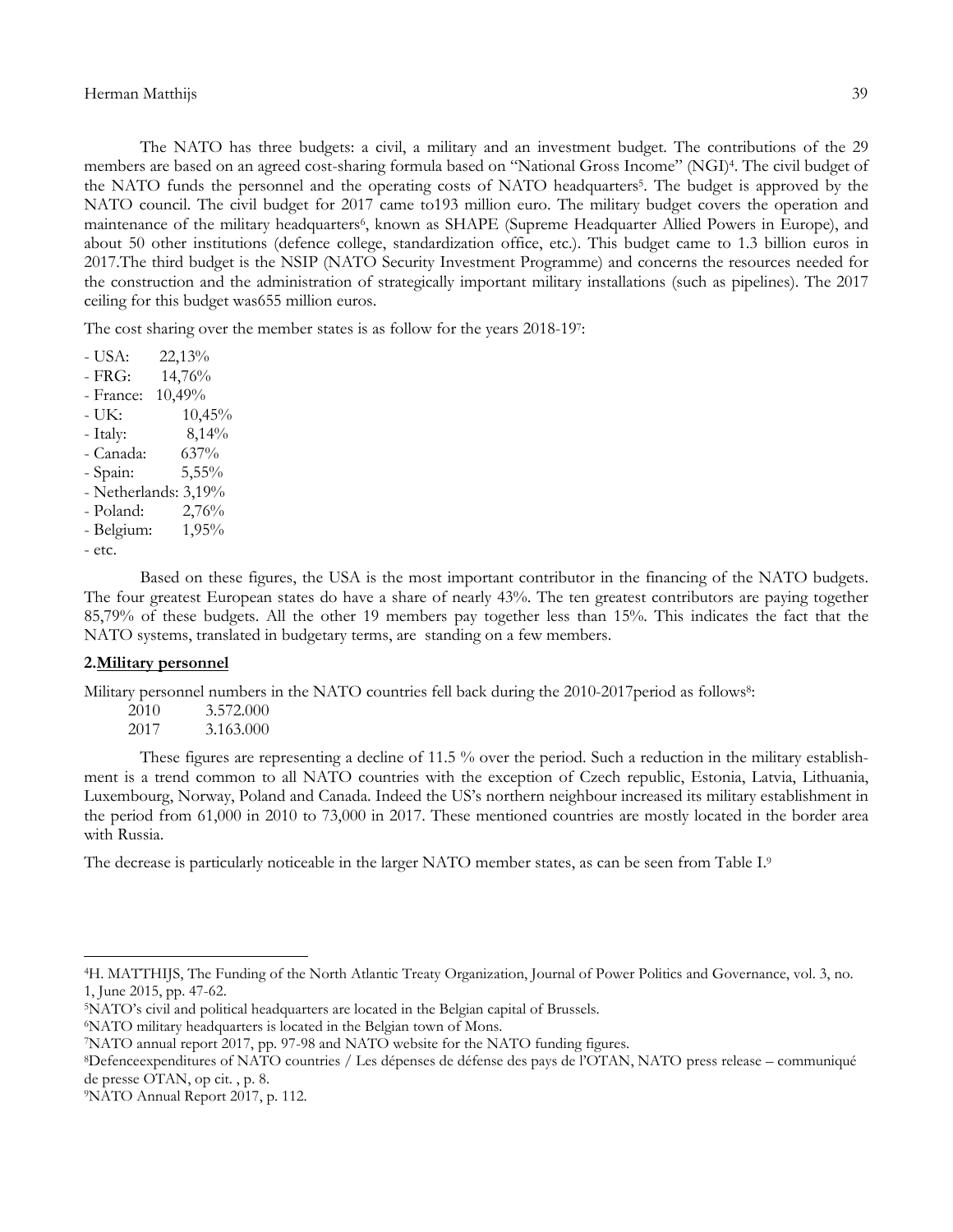The NATO has three budgets: a civil, a military and an investment budget. The contributions of the 29 members are based on an agreed cost-sharing formula based on "National Gross Income" (NGI)[4]. The civil budget of the NATO funds the personnel and the operating costs of NATO headquarters[5]. The budget is approved by the NATO council. The civil budget for 2017 came to193 million euro. The military budget covers the operation and maintenance of the military headquarters[6], known as SHAPE (Supreme Headquarter Allied Powers in Europe), and about 50 other institutions (defence college, standardization office, etc.). This budget came to 1.3 billion euros in 2017.The third budget is the NSIP (NATO Security Investment Programme) and concerns the resources needed for the construction and the administration of strategically important military installations (such as pipelines). The 2017 ceiling for this budget was655 million euros.

The cost sharing over the member states is as follow for the years 2018-19[7]:

- USA: 22,13%
- FRG: 14,76%
- France: 10,49%
- UK: 10,45%
- Italy: 8,14%
- Canada: 637%
- Spain: 5,55%
- Netherlands: 3,19%
- Poland: 2,76%
- Belgium: 1,95%
- etc.

Based on these figures, the USA is the most important contributor in the financing of the NATO budgets. The four greatest European states do have a share of nearly 43%. The ten greatest contributors are paying together 85,79% of these budgets. All the other 19 members pay together less than 15%. This indicates the fact that the NATO systems, translated in budgetary terms, are standing on a few members.

## 2.Military personnel

Military personnel numbers in the NATO countries fell back during the 2010-2017period as follows[8]:

| | |
|---|---|
| 2010 | 3.572.000 |
| 2017 | 3.163.000 |

These figures are representing a decline of 11.5 % over the period. Such a reduction in the military establishment is a trend common to all NATO countries with the exception of Czech republic, Estonia, Latvia, Lithuania, Luxembourg, Norway, Poland and Canada. Indeed the US's northern neighbour increased its military establishment in the period from 61,000 in 2010 to 73,000 in 2017. These mentioned countries are mostly located in the border area with Russia.

The decrease is particularly noticeable in the larger NATO member states, as can be seen from Table I.[9]

---

[4]H. MATTHIJS, The Funding of the North Atlantic Treaty Organization, Journal of Power Politics and Governance, vol. 3, no. 1, June 2015, pp. 47-62.

[5]NATO's civil and political headquarters are located in the Belgian capital of Brussels.

[6]NATO military headquarters is located in the Belgian town of Mons.

[7]NATO annual report 2017, pp. 97-98 and NATO website for the NATO funding figures.

[8]Defenceexpenditures of NATO countries / Les dépenses de défense des pays de l'OTAN, NATO press release – communiqué de presse OTAN, op cit. , p. 8.

[9]NATO Annual Report 2017, p. 112.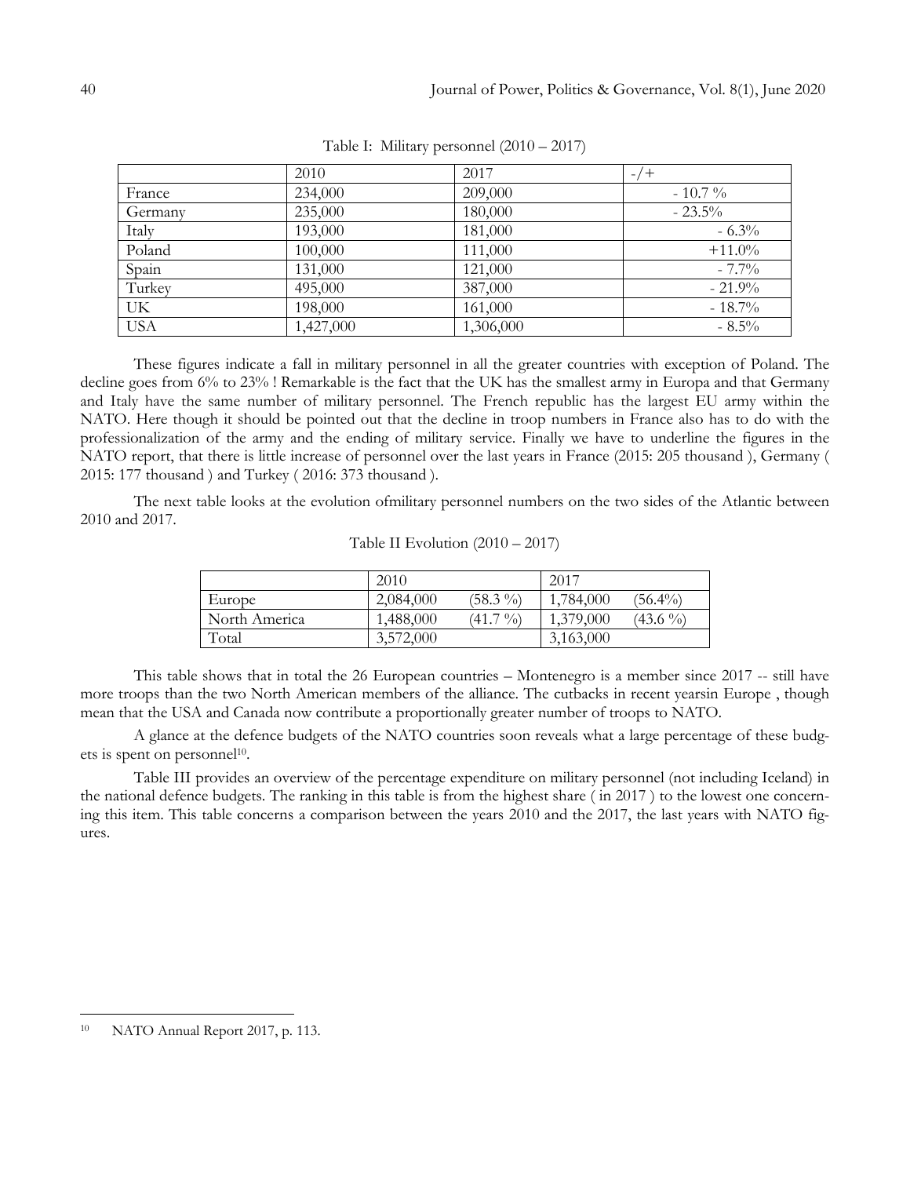Table I: Military personnel (2010 – 2017)

| | 2010 | 2017 | -/+ |
|---|---|---|---|
| France | 234,000 | 209,000 | - 10.7 % |
| Germany | 235,000 | 180,000 | - 23.5% |
| Italy | 193,000 | 181,000 | - 6.3% |
| Poland | 100,000 | 111,000 | +11.0% |
| Spain | 131,000 | 121,000 | - 7.7% |
| Turkey | 495,000 | 387,000 | - 21.9% |
| UK | 198,000 | 161,000 | - 18.7% |
| USA | 1,427,000 | 1,306,000 | - 8.5% |

These figures indicate a fall in military personnel in all the greater countries with exception of Poland. The decline goes from 6% to 23% ! Remarkable is the fact that the UK has the smallest army in Europa and that Germany and Italy have the same number of military personnel. The French republic has the largest EU army within the NATO. Here though it should be pointed out that the decline in troop numbers in France also has to do with the professionalization of the army and the ending of military service. Finally we have to underline the figures in the NATO report, that there is little increase of personnel over the last years in France (2015: 205 thousand ), Germany ( 2015: 177 thousand ) and Turkey ( 2016: 373 thousand ).

The next table looks at the evolution ofmilitary personnel numbers on the two sides of the Atlantic between 2010 and 2017.

Table II Evolution (2010 – 2017)

| | 2010 | | 2017 | |
|---|---|---|---|---|
| Europe | 2,084,000 | (58.3 %) | 1,784,000 | (56.4%) |
| North America | 1,488,000 | (41.7 %) | 1,379,000 | (43.6 %) |
| Total | 3,572,000 | | 3,163,000 | |

This table shows that in total the 26 European countries – Montenegro is a member since 2017 -- still have more troops than the two North American members of the alliance. The cutbacks in recent yearsin Europe , though mean that the USA and Canada now contribute a proportionally greater number of troops to NATO.

A glance at the defence budgets of the NATO countries soon reveals what a large percentage of these budgets is spent on personnel[10].

Table III provides an overview of the percentage expenditure on military personnel (not including Iceland) in the national defence budgets. The ranking in this table is from the highest share ( in 2017 ) to the lowest one concerning this item. This table concerns a comparison between the years 2010 and the 2017, the last years with NATO figures.

[10] NATO Annual Report 2017, p. 113.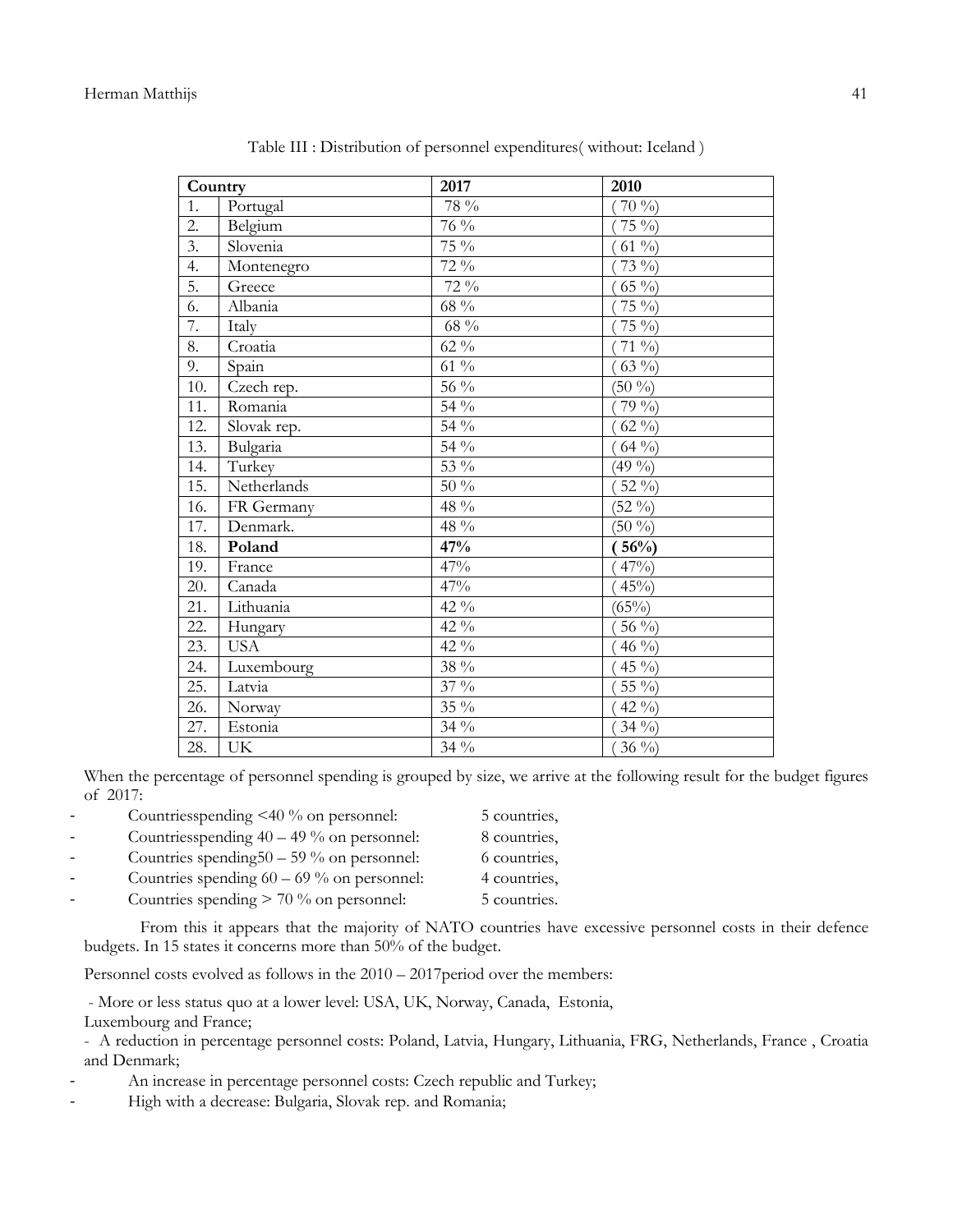Table III : Distribution of personnel expenditures( without: Iceland )

| Country | | 2017 | 2010 |
|---|---|---|---|
| 1. | Portugal | 78 % | ( 70 %) |
| 2. | Belgium | 76 % | ( 75 %) |
| 3. | Slovenia | 75 % | ( 61 %) |
| 4. | Montenegro | 72 % | ( 73 %) |
| 5. | Greece | 72 % | ( 65 %) |
| 6. | Albania | 68 % | ( 75 %) |
| 7. | Italy | 68 % | ( 75 %) |
| 8. | Croatia | 62 % | ( 71 %) |
| 9. | Spain | 61 % | ( 63 %) |
| 10. | Czech rep. | 56 % | (50 %) |
| 11. | Romania | 54 % | ( 79 %) |
| 12. | Slovak rep. | 54 % | ( 62 %) |
| 13. | Bulgaria | 54 % | ( 64 %) |
| 14. | Turkey | 53 % | (49 %) |
| 15. | Netherlands | 50 % | ( 52 %) |
| 16. | FR Germany | 48 % | (52 %) |
| 17. | Denmark. | 48 % | (50 %) |
| 18. | **Poland** | **47%** | **( 56%)** |
| 19. | France | 47% | ( 47%) |
| 20. | Canada | 47% | ( 45%) |
| 21. | Lithuania | 42 % | (65%) |
| 22. | Hungary | 42 % | ( 56 %) |
| 23. | USA | 42 % | ( 46 %) |
| 24. | Luxembourg | 38 % | ( 45 %) |
| 25. | Latvia | 37 % | ( 55 %) |
| 26. | Norway | 35 % | ( 42 %) |
| 27. | Estonia | 34 % | ( 34 %) |
| 28. | UK | 34 % | ( 36 %) |

When the percentage of personnel spending is grouped by size, we arrive at the following result for the budget figures of 2017:

- Countriesspending <40 % on personnel: 5 countries,
- Countriesspending 40 – 49 % on personnel: 8 countries,
- Countries spending50 – 59 % on personnel: 6 countries,
- Countries spending 60 – 69 % on personnel: 4 countries,
- Countries spending > 70 % on personnel: 5 countries.

From this it appears that the majority of NATO countries have excessive personnel costs in their defence budgets. In 15 states it concerns more than 50% of the budget.

Personnel costs evolved as follows in the 2010 – 2017period over the members:

- More or less status quo at a lower level: USA, UK, Norway, Canada, Estonia, Luxembourg and France;
- A reduction in percentage personnel costs: Poland, Latvia, Hungary, Lithuania, FRG, Netherlands, France , Croatia and Denmark;
- An increase in percentage personnel costs: Czech republic and Turkey;
- High with a decrease: Bulgaria, Slovak rep. and Romania;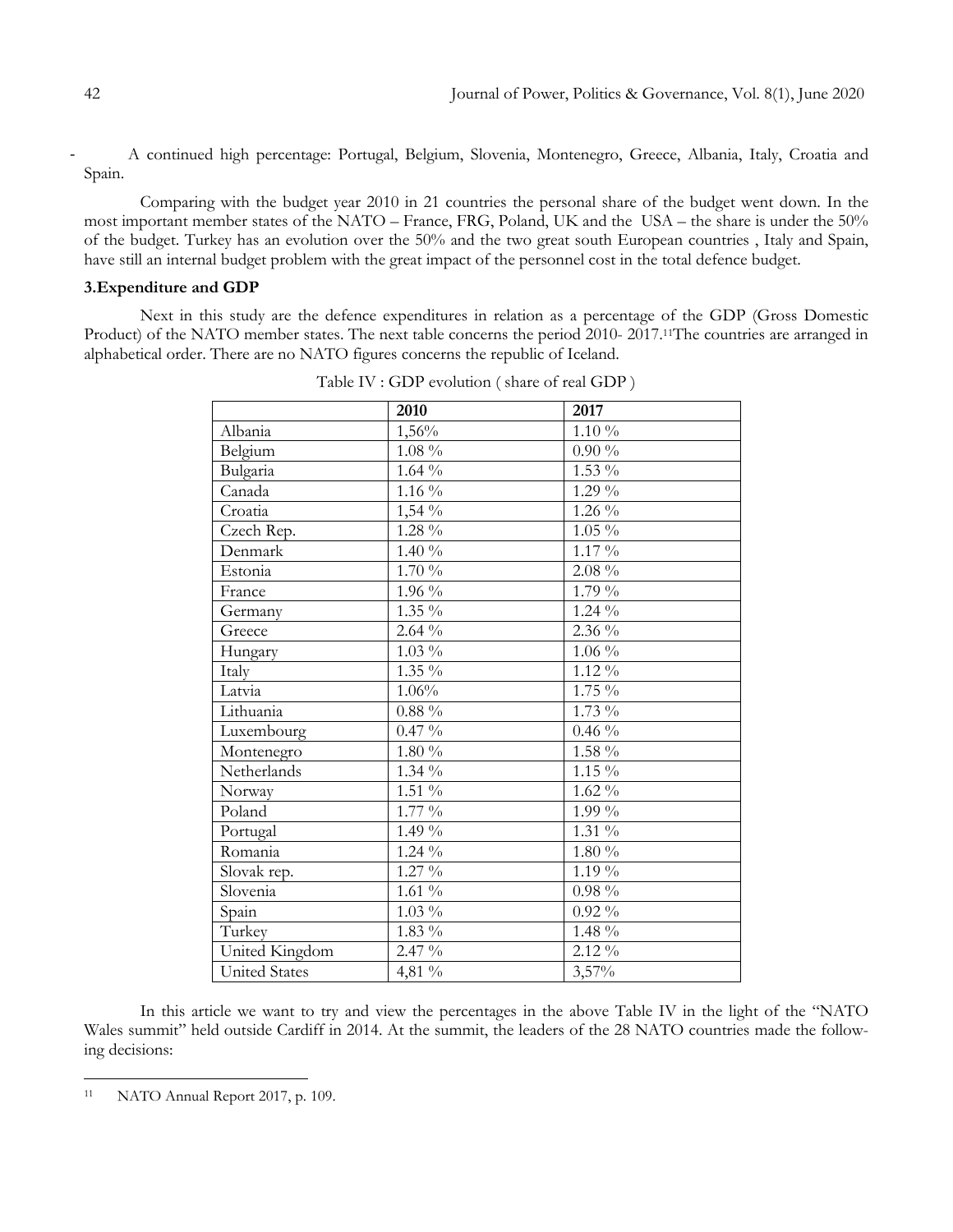- A continued high percentage: Portugal, Belgium, Slovenia, Montenegro, Greece, Albania, Italy, Croatia and Spain.

Comparing with the budget year 2010 in 21 countries the personal share of the budget went down. In the most important member states of the NATO – France, FRG, Poland, UK and the USA – the share is under the 50% of the budget. Turkey has an evolution over the 50% and the two great south European countries , Italy and Spain, have still an internal budget problem with the great impact of the personnel cost in the total defence budget.

### 3.Expenditure and GDP

Next in this study are the defence expenditures in relation as a percentage of the GDP (Gross Domestic Product) of the NATO member states. The next table concerns the period 2010- 2017.[11]The countries are arranged in alphabetical order. There are no NATO figures concerns the republic of Iceland.

Table IV : GDP evolution ( share of real GDP )

| | 2010 | 2017 |
|---|---|---|
| Albania | 1,56% | 1.10 % |
| Belgium | 1.08 % | 0.90 % |
| Bulgaria | 1.64 % | 1.53 % |
| Canada | 1.16 % | 1.29 % |
| Croatia | 1,54 % | 1.26 % |
| Czech Rep. | 1.28 % | 1.05 % |
| Denmark | 1.40 % | 1.17 % |
| Estonia | 1.70 % | 2.08 % |
| France | 1.96 % | 1.79 % |
| Germany | 1.35 % | 1.24 % |
| Greece | 2.64 % | 2.36 % |
| Hungary | 1.03 % | 1.06 % |
| Italy | 1.35 % | 1.12 % |
| Latvia | 1.06% | 1.75 % |
| Lithuania | 0.88 % | 1.73 % |
| Luxembourg | 0.47 % | 0.46 % |
| Montenegro | 1.80 % | 1.58 % |
| Netherlands | 1.34 % | 1.15 % |
| Norway | 1.51 % | 1.62 % |
| Poland | 1.77 % | 1.99 % |
| Portugal | 1.49 % | 1.31 % |
| Romania | 1.24 % | 1.80 % |
| Slovak rep. | 1.27 % | 1.19 % |
| Slovenia | 1.61 % | 0.98 % |
| Spain | 1.03 % | 0.92 % |
| Turkey | 1.83 % | 1.48 % |
| United Kingdom | 2.47 % | 2.12 % |
| United States | 4,81 % | 3,57% |

In this article we want to try and view the percentages in the above Table IV in the light of the "NATO Wales summit" held outside Cardiff in 2014. At the summit, the leaders of the 28 NATO countries made the following decisions:

[11] NATO Annual Report 2017, p. 109.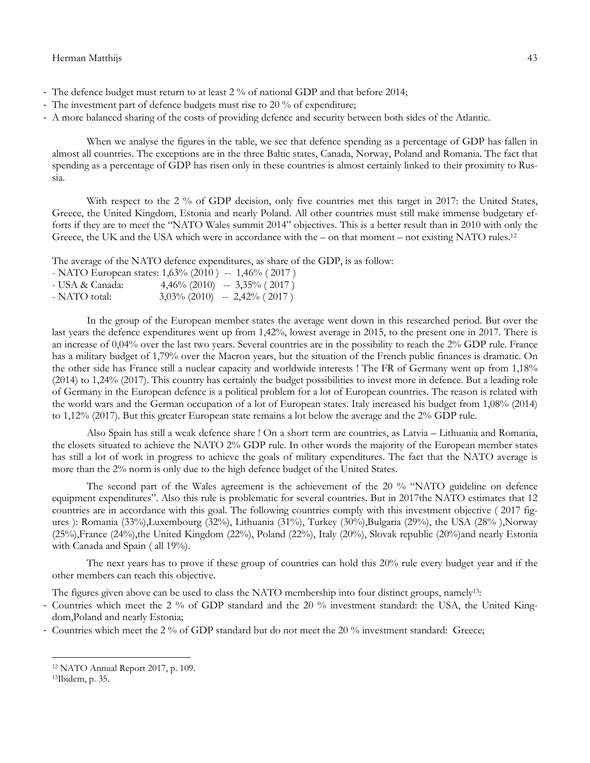- The defence budget must return to at least 2 % of national GDP and that before 2014;
- The investment part of defence budgets must rise to 20 % of expenditure;
- A more balanced sharing of the costs of providing defence and security between both sides of the Atlantic.

When we analyse the figures in the table, we see that defence spending as a percentage of GDP has fallen in almost all countries. The exceptions are in the three Baltic states, Canada, Norway, Poland and Romania. The fact that spending as a percentage of GDP has risen only in these countries is almost certainly linked to their proximity to Russia.

With respect to the 2 % of GDP decision, only five countries met this target in 2017: the United States, Greece, the United Kingdom, Estonia and nearly Poland. All other countries must still make immense budgetary efforts if they are to meet the "NATO Wales summit 2014" objectives. This is a better result than in 2010 with only the Greece, the UK and the USA which were in accordance with the – on that moment – not existing NATO rules.[12]

The average of the NATO defence expenditures, as share of the GDP, is as follow:

- NATO European states: 1,63% (2010 ) -- 1,46% ( 2017 )
- USA & Canada: 4,46% (2010) -- 3,35% ( 2017 )
- NATO total: 3,03% (2010) -- 2,42% ( 2017 )

In the group of the European member states the average went down in this researched period. But over the last years the defence expenditures went up from 1,42%, lowest average in 2015, to the present one in 2017. There is an increase of 0,04% over the last two years. Several countries are in the possibility to reach the 2% GDP rule. France has a military budget of 1,79% over the Macron years, but the situation of the French public finances is dramatic. On the other side has France still a nuclear capacity and worldwide interests ! The FR of Germany went up from 1,18% (2014) to 1,24% (2017). This country has certainly the budget possibilities to invest more in defence. But a leading role of Germany in the European defence is a political problem for a lot of European countries. The reason is related with the world wars and the German occupation of a lot of European states. Italy increased his budget from 1,08% (2014) to 1,12% (2017). But this greater European state remains a lot below the average and the 2% GDP rule.

Also Spain has still a weak defence share ! On a short term are countries, as Latvia – Lithuania and Romania, the closets situated to achieve the NATO 2% GDP rule. In other words the majority of the European member states has still a lot of work in progress to achieve the goals of military expenditures. The fact that the NATO average is more than the 2% norm is only due to the high defence budget of the United States.

The second part of the Wales agreement is the achievement of the 20 % "NATO guideline on defence equipment expenditures". Also this rule is problematic for several countries. But in 2017the NATO estimates that 12 countries are in accordance with this goal. The following countries comply with this investment objective ( 2017 figures ): Romania (33%),Luxembourg (32%), Lithuania (31%), Turkey (30%),Bulgaria (29%), the USA (28% ),Norway (25%),France (24%),the United Kingdom (22%), Poland (22%), Italy (20%), Slovak republic (20%)and nearly Estonia with Canada and Spain ( all 19%).

The next years has to prove if these group of countries can hold this 20% rule every budget year and if the other members can reach this objective.

The figures given above can be used to class the NATO membership into four distinct groups, namely[13]:

- Countries which meet the 2 % of GDP standard and the 20 % investment standard: the USA, the United Kingdom,Poland and nearly Estonia;
- Countries which meet the 2 % of GDP standard but do not meet the 20 % investment standard: Greece;

[12] NATO Annual Report 2017, p. 109.

[13] Ibidem, p. 35.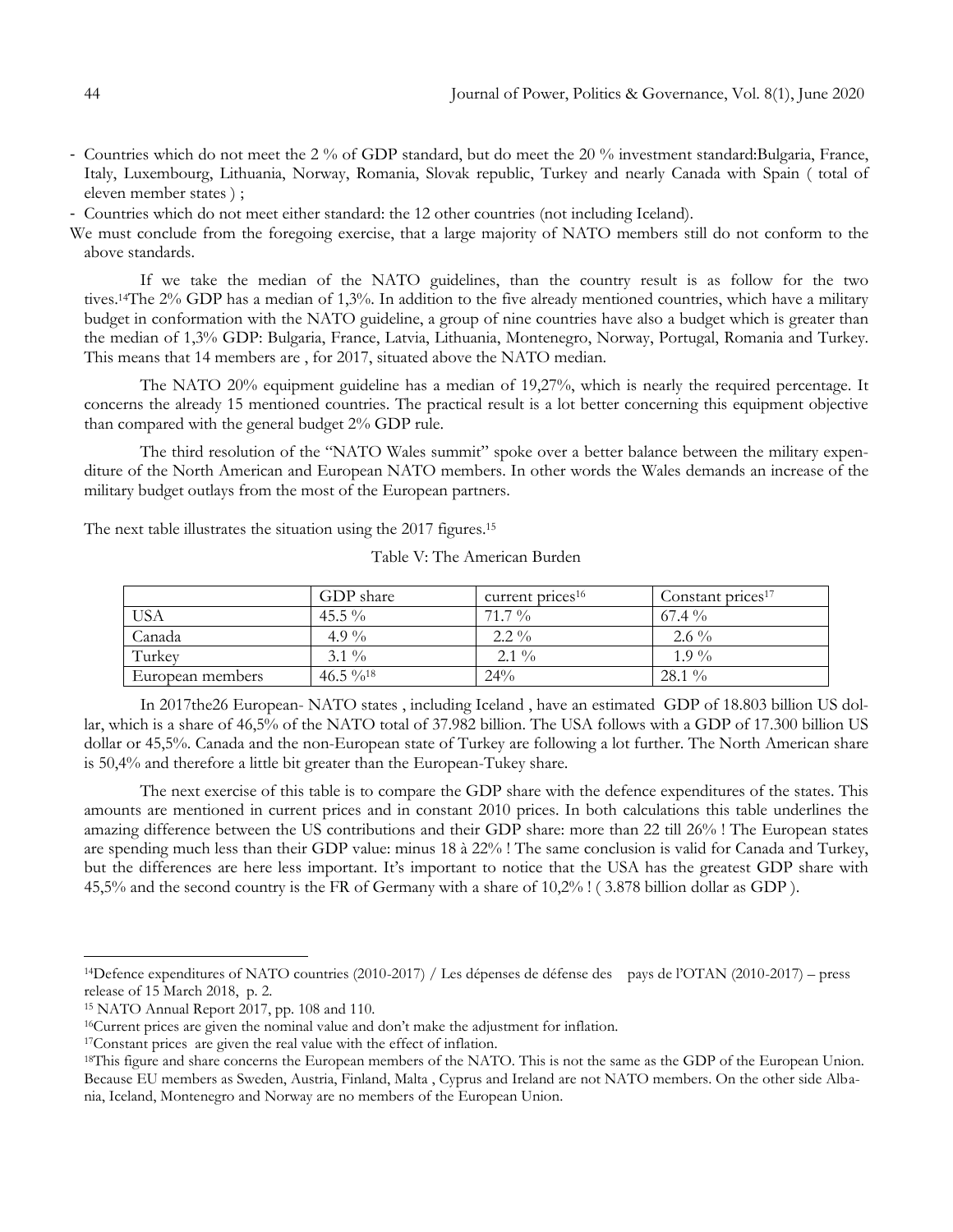- Countries which do not meet the 2 % of GDP standard, but do meet the 20 % investment standard:Bulgaria, France, Italy, Luxembourg, Lithuania, Norway, Romania, Slovak republic, Turkey and nearly Canada with Spain ( total of eleven member states ) ;
- Countries which do not meet either standard: the 12 other countries (not including Iceland).

We must conclude from the foregoing exercise, that a large majority of NATO members still do not conform to the above standards.

If we take the median of the NATO guidelines, than the country result is as follow for the two tives.[14]The 2% GDP has a median of 1,3%. In addition to the five already mentioned countries, which have a military budget in conformation with the NATO guideline, a group of nine countries have also a budget which is greater than the median of 1,3% GDP: Bulgaria, France, Latvia, Lithuania, Montenegro, Norway, Portugal, Romania and Turkey. This means that 14 members are , for 2017, situated above the NATO median.

The NATO 20% equipment guideline has a median of 19,27%, which is nearly the required percentage. It concerns the already 15 mentioned countries. The practical result is a lot better concerning this equipment objective than compared with the general budget 2% GDP rule.

The third resolution of the "NATO Wales summit" spoke over a better balance between the military expenditure of the North American and European NATO members. In other words the Wales demands an increase of the military budget outlays from the most of the European partners.

The next table illustrates the situation using the 2017 figures.[15]

Table V: The American Burden

| | GDP share | current prices[16] | Constant prices[17] |
|---|---|---|---|
| USA | 45.5 % | 71.7 % | 67.4 % |
| Canada | 4.9 % | 2.2 % | 2.6 % |
| Turkey | 3.1 % | 2.1 % | 1.9 % |
| European members | 46.5 %[18] | 24% | 28.1 % |

In 2017the26 European- NATO states , including Iceland , have an estimated GDP of 18.803 billion US dollar, which is a share of 46,5% of the NATO total of 37.982 billion. The USA follows with a GDP of 17.300 billion US dollar or 45,5%. Canada and the non-European state of Turkey are following a lot further. The North American share is 50,4% and therefore a little bit greater than the European-Tukey share.

The next exercise of this table is to compare the GDP share with the defence expenditures of the states. This amounts are mentioned in current prices and in constant 2010 prices. In both calculations this table underlines the amazing difference between the US contributions and their GDP share: more than 22 till 26% ! The European states are spending much less than their GDP value: minus 18 à 22% ! The same conclusion is valid for Canada and Turkey, but the differences are here less important. It's important to notice that the USA has the greatest GDP share with 45,5% and the second country is the FR of Germany with a share of 10,2% ! ( 3.878 billion dollar as GDP ).

---

[14]Defence expenditures of NATO countries (2010-2017) / Les dépenses de défense des pays de l'OTAN (2010-2017) – press release of 15 March 2018, p. 2.

[15] NATO Annual Report 2017, pp. 108 and 110.

[16]Current prices are given the nominal value and don't make the adjustment for inflation.

[17]Constant prices are given the real value with the effect of inflation.

[18]This figure and share concerns the European members of the NATO. This is not the same as the GDP of the European Union. Because EU members as Sweden, Austria, Finland, Malta , Cyprus and Ireland are not NATO members. On the other side Albania, Iceland, Montenegro and Norway are no members of the European Union.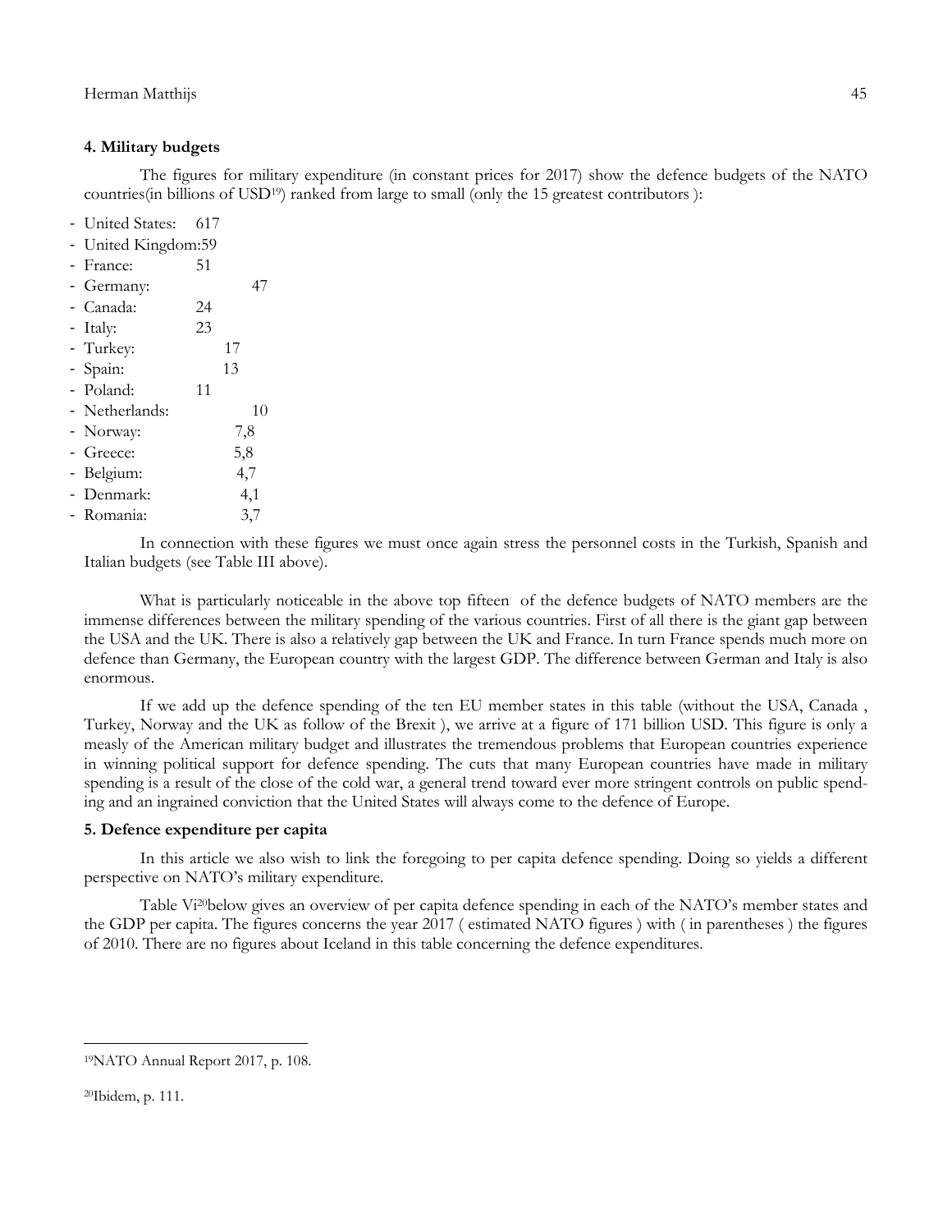#### 4. Military budgets

The figures for military expenditure (in constant prices for 2017) show the defence budgets of the NATO countries(in billions of USD[19]) ranked from large to small (only the 15 greatest contributors ):

- United States: 617
- United Kingdom:59
- France: 51
- Germany: 47
- Canada: 24
- Italy: 23
- Turkey: 17
- Spain: 13
- Poland: 11
- Netherlands: 10
- Norway: 7,8
- Greece: 5,8
- Belgium: 4,7
- Denmark: 4,1
- Romania: 3,7

In connection with these figures we must once again stress the personnel costs in the Turkish, Spanish and Italian budgets (see Table III above).

What is particularly noticeable in the above top fifteen of the defence budgets of NATO members are the immense differences between the military spending of the various countries. First of all there is the giant gap between the USA and the UK. There is also a relatively gap between the UK and France. In turn France spends much more on defence than Germany, the European country with the largest GDP. The difference between German and Italy is also enormous.

If we add up the defence spending of the ten EU member states in this table (without the USA, Canada , Turkey, Norway and the UK as follow of the Brexit ), we arrive at a figure of 171 billion USD. This figure is only a measly of the American military budget and illustrates the tremendous problems that European countries experience in winning political support for defence spending. The cuts that many European countries have made in military spending is a result of the close of the cold war, a general trend toward ever more stringent controls on public spending and an ingrained conviction that the United States will always come to the defence of Europe.

#### 5. Defence expenditure per capita

In this article we also wish to link the foregoing to per capita defence spending. Doing so yields a different perspective on NATO's military expenditure.

Table Vi[20]below gives an overview of per capita defence spending in each of the NATO's member states and the GDP per capita. The figures concerns the year 2017 ( estimated NATO figures ) with ( in parentheses ) the figures of 2010. There are no figures about Iceland in this table concerning the defence expenditures.

---

[19]NATO Annual Report 2017, p. 108.

[20]Ibidem, p. 111.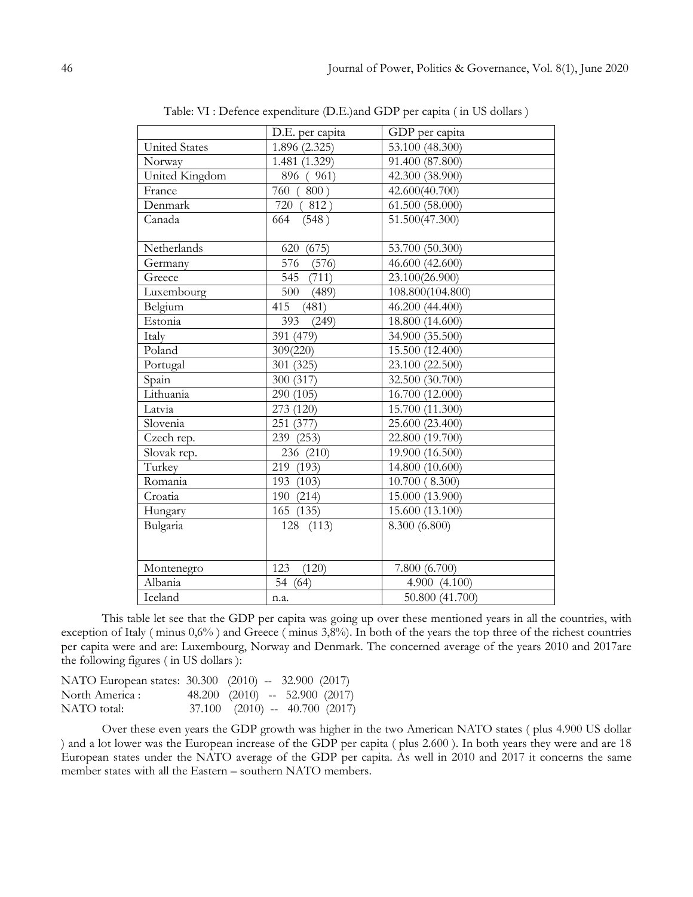Table: VI : Defence expenditure (D.E.)and GDP per capita ( in US dollars )

| | D.E. per capita | GDP per capita |
|---|---|---|
| United States | 1.896 (2.325) | 53.100 (48.300) |
| Norway | 1.481 (1.329) | 91.400 (87.800) |
| United Kingdom | 896 ( 961) | 42.300 (38.900) |
| France | 760 ( 800 ) | 42.600(40.700) |
| Denmark | 720 ( 812 ) | 61.500 (58.000) |
| Canada | 664 (548 ) | 51.500(47.300) |
| Netherlands | 620 (675) | 53.700 (50.300) |
| Germany | 576 (576) | 46.600 (42.600) |
| Greece | 545 (711) | 23.100(26.900) |
| Luxembourg | 500 (489) | 108.800(104.800) |
| Belgium | 415 (481) | 46.200 (44.400) |
| Estonia | 393 (249) | 18.800 (14.600) |
| Italy | 391 (479) | 34.900 (35.500) |
| Poland | 309(220) | 15.500 (12.400) |
| Portugal | 301 (325) | 23.100 (22.500) |
| Spain | 300 (317) | 32.500 (30.700) |
| Lithuania | 290 (105) | 16.700 (12.000) |
| Latvia | 273 (120) | 15.700 (11.300) |
| Slovenia | 251 (377) | 25.600 (23.400) |
| Czech rep. | 239 (253) | 22.800 (19.700) |
| Slovak rep. | 236 (210) | 19.900 (16.500) |
| Turkey | 219 (193) | 14.800 (10.600) |
| Romania | 193 (103) | 10.700 ( 8.300) |
| Croatia | 190 (214) | 15.000 (13.900) |
| Hungary | 165 (135) | 15.600 (13.100) |
| Bulgaria | 128 (113) | 8.300 (6.800) |
| Montenegro | 123 (120) | 7.800 (6.700) |
| Albania | 54 (64) | 4.900 (4.100) |
| Iceland | n.a. | 50.800 (41.700) |

This table let see that the GDP per capita was going up over these mentioned years in all the countries, with exception of Italy ( minus 0,6% ) and Greece ( minus 3,8%). In both of the years the top three of the richest countries per capita were and are: Luxembourg, Norway and Denmark. The concerned average of the years 2010 and 2017are the following figures ( in US dollars ):

NATO European states: 30.300 (2010) -- 32.900 (2017)
North America : 48.200 (2010) -- 52.900 (2017)
NATO total: 37.100 (2010) -- 40.700 (2017)

Over these even years the GDP growth was higher in the two American NATO states ( plus 4.900 US dollar ) and a lot lower was the European increase of the GDP per capita ( plus 2.600 ). In both years they were and are 18 European states under the NATO average of the GDP per capita. As well in 2010 and 2017 it concerns the same member states with all the Eastern – southern NATO members.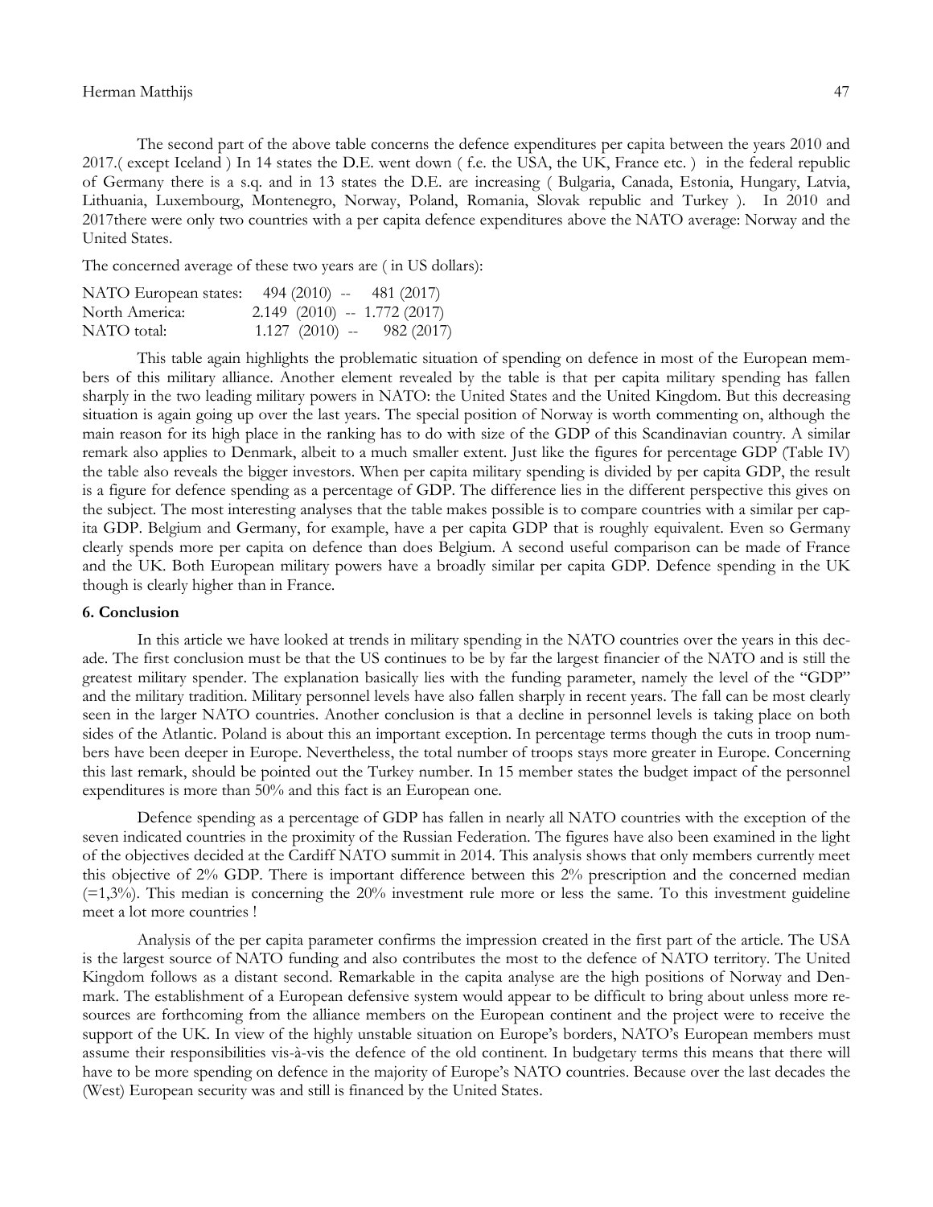The second part of the above table concerns the defence expenditures per capita between the years 2010 and 2017.( except Iceland ) In 14 states the D.E. went down ( f.e. the USA, the UK, France etc. ) in the federal republic of Germany there is a s.q. and in 13 states the D.E. are increasing ( Bulgaria, Canada, Estonia, Hungary, Latvia, Lithuania, Luxembourg, Montenegro, Norway, Poland, Romania, Slovak republic and Turkey ). In 2010 and 2017there were only two countries with a per capita defence expenditures above the NATO average: Norway and the United States.

The concerned average of these two years are ( in US dollars):

| | |
|---|---|
| NATO European states: | 494 (2010) -- 481 (2017) |
| North America: | 2.149 (2010) -- 1.772 (2017) |
| NATO total: | 1.127 (2010) -- 982 (2017) |

This table again highlights the problematic situation of spending on defence in most of the European members of this military alliance. Another element revealed by the table is that per capita military spending has fallen sharply in the two leading military powers in NATO: the United States and the United Kingdom. But this decreasing situation is again going up over the last years. The special position of Norway is worth commenting on, although the main reason for its high place in the ranking has to do with size of the GDP of this Scandinavian country. A similar remark also applies to Denmark, albeit to a much smaller extent. Just like the figures for percentage GDP (Table IV) the table also reveals the bigger investors. When per capita military spending is divided by per capita GDP, the result is a figure for defence spending as a percentage of GDP. The difference lies in the different perspective this gives on the subject. The most interesting analyses that the table makes possible is to compare countries with a similar per capita GDP. Belgium and Germany, for example, have a per capita GDP that is roughly equivalent. Even so Germany clearly spends more per capita on defence than does Belgium. A second useful comparison can be made of France and the UK. Both European military powers have a broadly similar per capita GDP. Defence spending in the UK though is clearly higher than in France.

## 6. Conclusion

In this article we have looked at trends in military spending in the NATO countries over the years in this decade. The first conclusion must be that the US continues to be by far the largest financier of the NATO and is still the greatest military spender. The explanation basically lies with the funding parameter, namely the level of the "GDP" and the military tradition. Military personnel levels have also fallen sharply in recent years. The fall can be most clearly seen in the larger NATO countries. Another conclusion is that a decline in personnel levels is taking place on both sides of the Atlantic. Poland is about this an important exception. In percentage terms though the cuts in troop numbers have been deeper in Europe. Nevertheless, the total number of troops stays more greater in Europe. Concerning this last remark, should be pointed out the Turkey number. In 15 member states the budget impact of the personnel expenditures is more than 50% and this fact is an European one.

Defence spending as a percentage of GDP has fallen in nearly all NATO countries with the exception of the seven indicated countries in the proximity of the Russian Federation. The figures have also been examined in the light of the objectives decided at the Cardiff NATO summit in 2014. This analysis shows that only members currently meet this objective of 2% GDP. There is important difference between this 2% prescription and the concerned median (=1,3%). This median is concerning the 20% investment rule more or less the same. To this investment guideline meet a lot more countries !

Analysis of the per capita parameter confirms the impression created in the first part of the article. The USA is the largest source of NATO funding and also contributes the most to the defence of NATO territory. The United Kingdom follows as a distant second. Remarkable in the capita analyse are the high positions of Norway and Denmark. The establishment of a European defensive system would appear to be difficult to bring about unless more resources are forthcoming from the alliance members on the European continent and the project were to receive the support of the UK. In view of the highly unstable situation on Europe's borders, NATO's European members must assume their responsibilities vis-à-vis the defence of the old continent. In budgetary terms this means that there will have to be more spending on defence in the majority of Europe's NATO countries. Because over the last decades the (West) European security was and still is financed by the United States.